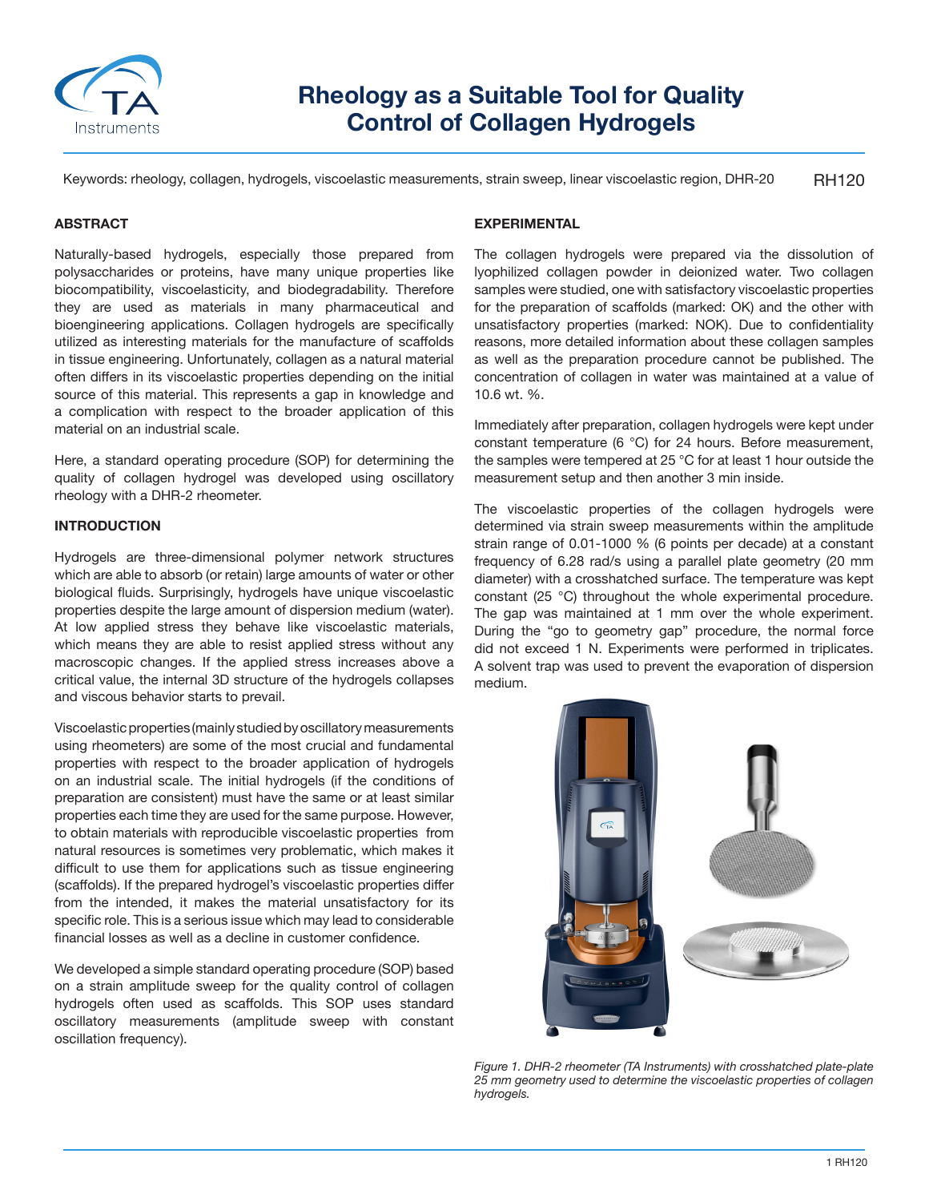# Rheology as a Suitable Tool for Quality Control of Collagen Hydrogels

Keywords: rheology, collagen, hydrogels, viscoelastic measurements, strain sweep, linear viscoelastic region, DHR-20

RH120

## ABSTRACT

Naturally-based hydrogels, especially those prepared from polysaccharides or proteins, have many unique properties like biocompatibility, viscoelasticity, and biodegradability. Therefore they are used as materials in many pharmaceutical and bioengineering applications. Collagen hydrogels are specifically utilized as interesting materials for the manufacture of scaffolds in tissue engineering. Unfortunately, collagen as a natural material often differs in its viscoelastic properties depending on the initial source of this material. This represents a gap in knowledge and a complication with respect to the broader application of this material on an industrial scale.

Here, a standard operating procedure (SOP) for determining the quality of collagen hydrogel was developed using oscillatory rheology with a DHR-2 rheometer.

## INTRODUCTION

Hydrogels are three-dimensional polymer network structures which are able to absorb (or retain) large amounts of water or other biological fluids. Surprisingly, hydrogels have unique viscoelastic properties despite the large amount of dispersion medium (water). At low applied stress they behave like viscoelastic materials, which means they are able to resist applied stress without any macroscopic changes. If the applied stress increases above a critical value, the internal 3D structure of the hydrogels collapses and viscous behavior starts to prevail.

Viscoelastic properties (mainly studied by oscillatory measurements using rheometers) are some of the most crucial and fundamental properties with respect to the broader application of hydrogels on an industrial scale. The initial hydrogels (if the conditions of preparation are consistent) must have the same or at least similar properties each time they are used for the same purpose. However, to obtain materials with reproducible viscoelastic properties from natural resources is sometimes very problematic, which makes it difficult to use them for applications such as tissue engineering (scaffolds). If the prepared hydrogel's viscoelastic properties differ from the intended, it makes the material unsatisfactory for its specific role. This is a serious issue which may lead to considerable financial losses as well as a decline in customer confidence.

We developed a simple standard operating procedure (SOP) based on a strain amplitude sweep for the quality control of collagen hydrogels often used as scaffolds. This SOP uses standard oscillatory measurements (amplitude sweep with constant oscillation frequency).

## EXPERIMENTAL

The collagen hydrogels were prepared via the dissolution of lyophilized collagen powder in deionized water. Two collagen samples were studied, one with satisfactory viscoelastic properties for the preparation of scaffolds (marked: OK) and the other with unsatisfactory properties (marked: NOK). Due to confidentiality reasons, more detailed information about these collagen samples as well as the preparation procedure cannot be published. The concentration of collagen in water was maintained at a value of 10.6 wt. %.

Immediately after preparation, collagen hydrogels were kept under constant temperature (6 °C) for 24 hours. Before measurement, the samples were tempered at 25 °C for at least 1 hour outside the measurement setup and then another 3 min inside.

The viscoelastic properties of the collagen hydrogels were determined via strain sweep measurements within the amplitude strain range of 0.01-1000 % (6 points per decade) at a constant frequency of 6.28 rad/s using a parallel plate geometry (20 mm diameter) with a crosshatched surface. The temperature was kept constant (25 °C) throughout the whole experimental procedure. The gap was maintained at 1 mm over the whole experiment. During the "go to geometry gap" procedure, the normal force did not exceed 1 N. Experiments were performed in triplicates. A solvent trap was used to prevent the evaporation of dispersion medium.

*Figure 1. DHR-2 rheometer (TA Instruments) with crosshatched plate-plate 25 mm geometry used to determine the viscoelastic properties of collagen hydrogels.*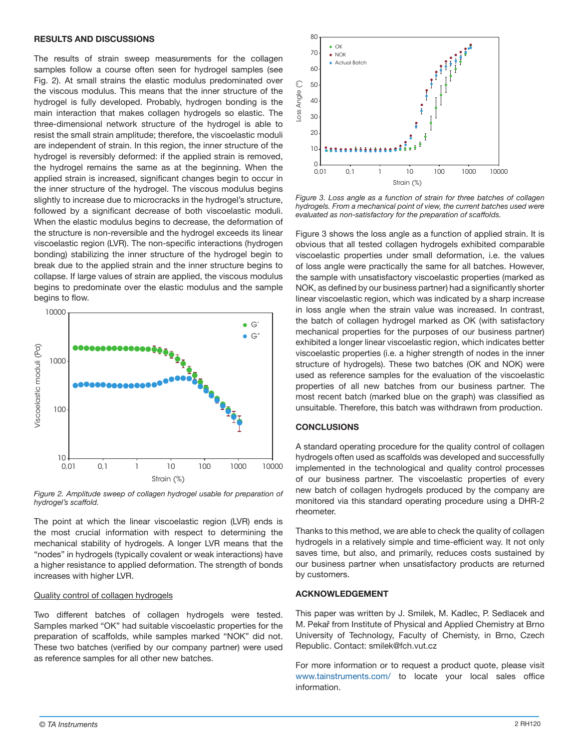## RESULTS AND DISCUSSIONS

The results of strain sweep measurements for the collagen samples follow a course often seen for hydrogel samples (see Fig. 2). At small strains the elastic modulus predominated over the viscous modulus. This means that the inner structure of the hydrogel is fully developed. Probably, hydrogen bonding is the main interaction that makes collagen hydrogels so elastic. The three-dimensional network structure of the hydrogel is able to resist the small strain amplitude; therefore, the viscoelastic moduli are independent of strain. In this region, the inner structure of the hydrogel is reversibly deformed: if the applied strain is removed, the hydrogel remains the same as at the beginning. When the applied strain is increased, significant changes begin to occur in the inner structure of the hydrogel. The viscous modulus begins slightly to increase due to microcracks in the hydrogel's structure, followed by a significant decrease of both viscoelastic moduli. When the elastic modulus begins to decrease, the deformation of the structure is non-reversible and the hydrogel exceeds its linear viscoelastic region (LVR). The non-specific interactions (hydrogen bonding) stabilizing the inner structure of the hydrogel begin to break due to the applied strain and the inner structure begins to collapse. If large values of strain are applied, the viscous modulus begins to predominate over the elastic modulus and the sample begins to flow.

10000
1000
100
10
Viscoelastic moduli (Pa)
0,01 0,1 1 10 100 1000 10000
Strain (%)
G´
G˝

*Figure 2. Amplitude sweep of collagen hydrogel usable for preparation of hydrogel's scaffold.*

The point at which the linear viscoelastic region (LVR) ends is the most crucial information with respect to determining the mechanical stability of hydrogels. A longer LVR means that the "nodes" in hydrogels (typically covalent or weak interactions) have a higher resistance to applied deformation. The strength of bonds increases with higher LVR.

### Quality control of collagen hydrogels

Two different batches of collagen hydrogels were tested. Samples marked "OK" had suitable viscoelastic properties for the preparation of scaffolds, while samples marked "NOK" did not. These two batches (verified by our company partner) were used as reference samples for all other new batches.

80
70
60
50
40
30
20
10
0
Loss Angle (°)
0,01 0,1 1 10 100 1000 10000
Strain (%)
OK
NOK
Actual Batch

*Figure 3. Loss angle as a function of strain for three batches of collagen hydrogels. From a mechanical point of view, the current batches used were evaluated as non-satisfactory for the preparation of scaffolds.*

Figure 3 shows the loss angle as a function of applied strain. It is obvious that all tested collagen hydrogels exhibited comparable viscoelastic properties under small deformation, i.e. the values of loss angle were practically the same for all batches. However, the sample with unsatisfactory viscoelastic properties (marked as NOK, as defined by our business partner) had a significantly shorter linear viscoelastic region, which was indicated by a sharp increase in loss angle when the strain value was increased. In contrast, the batch of collagen hydrogel marked as OK (with satisfactory mechanical properties for the purposes of our business partner) exhibited a longer linear viscoelastic region, which indicates better viscoelastic properties (i.e. a higher strength of nodes in the inner structure of hydrogels). These two batches (OK and NOK) were used as reference samples for the evaluation of the viscoelastic properties of all new batches from our business partner. The most recent batch (marked blue on the graph) was classified as unsuitable. Therefore, this batch was withdrawn from production.

## CONCLUSIONS

A standard operating procedure for the quality control of collagen hydrogels often used as scaffolds was developed and successfully implemented in the technological and quality control processes of our business partner. The viscoelastic properties of every new batch of collagen hydrogels produced by the company are monitored via this standard operating procedure using a DHR-2 rheometer.

Thanks to this method, we are able to check the quality of collagen hydrogels in a relatively simple and time-efficient way. It not only saves time, but also, and primarily, reduces costs sustained by our business partner when unsatisfactory products are returned by customers.

## ACKNOWLEDGEMENT

This paper was written by J. Smilek, M. Kadlec, P. Sedlacek and M. Pekař from Institute of Physical and Applied Chemistry at Brno University of Technology, Faculty of Chemisty, in Brno, Czech Republic. Contact: smilek@fch.vut.cz

For more information or to request a product quote, please visit www.tainstruments.com/ to locate your local sales office information.